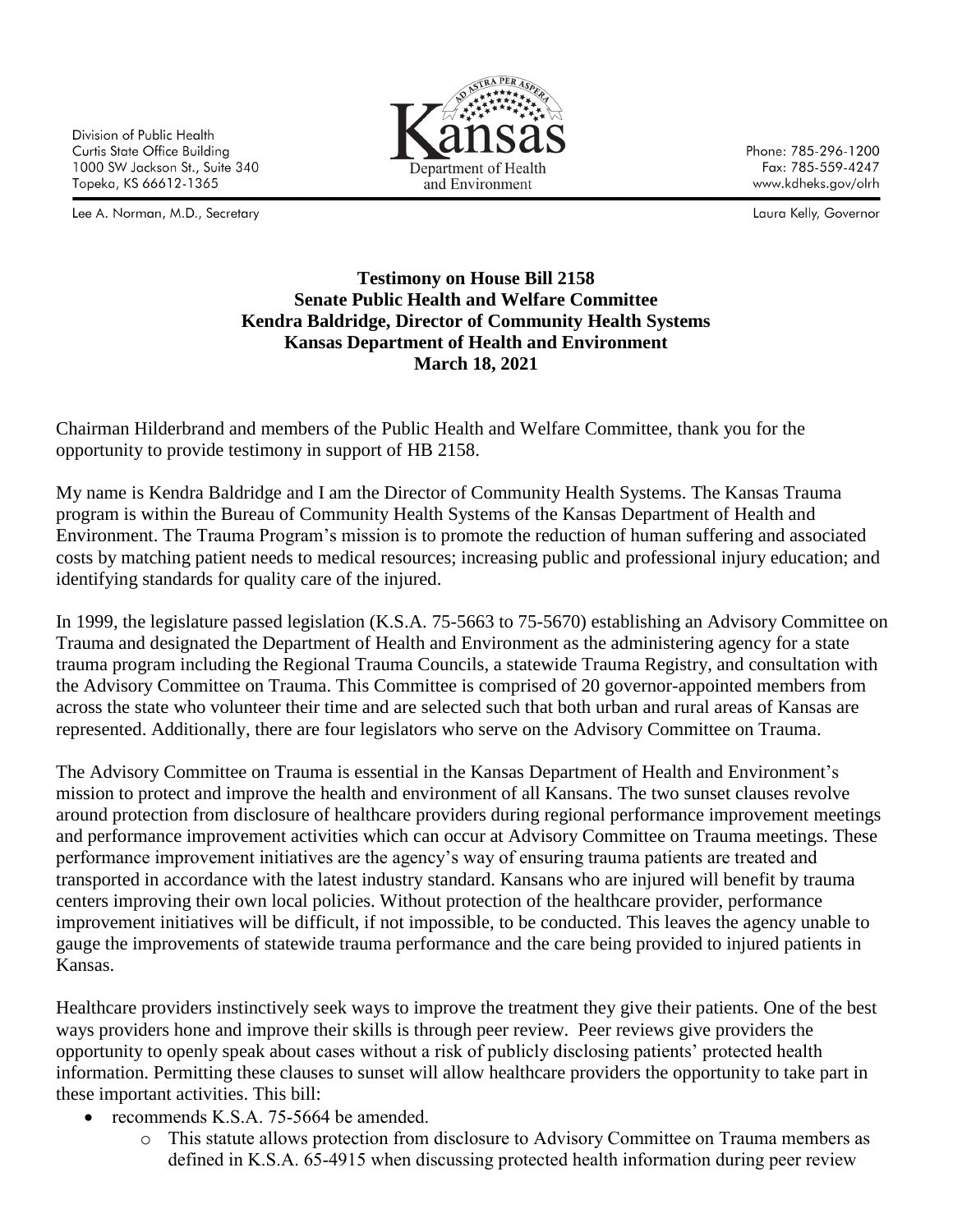Division of Public Health
Curtis State Office Building
1000 SW Jackson St., Suite 340
Topeka, KS 66612-1365

Lee A. Norman, M.D., Secretary

Kansas Department of Health and Environment

Phone: 785-296-1200
Fax: 785-559-4247
www.kdheks.gov/olrh

Laura Kelly, Governor

**Testimony on House Bill 2158**
**Senate Public Health and Welfare Committee**
**Kendra Baldridge, Director of Community Health Systems**
**Kansas Department of Health and Environment**
**March 18, 2021**

Chairman Hilderbrand and members of the Public Health and Welfare Committee, thank you for the opportunity to provide testimony in support of HB 2158.

My name is Kendra Baldridge and I am the Director of Community Health Systems. The Kansas Trauma program is within the Bureau of Community Health Systems of the Kansas Department of Health and Environment. The Trauma Program's mission is to promote the reduction of human suffering and associated costs by matching patient needs to medical resources; increasing public and professional injury education; and identifying standards for quality care of the injured.

In 1999, the legislature passed legislation (K.S.A. 75-5663 to 75-5670) establishing an Advisory Committee on Trauma and designated the Department of Health and Environment as the administering agency for a state trauma program including the Regional Trauma Councils, a statewide Trauma Registry, and consultation with the Advisory Committee on Trauma. This Committee is comprised of 20 governor-appointed members from across the state who volunteer their time and are selected such that both urban and rural areas of Kansas are represented. Additionally, there are four legislators who serve on the Advisory Committee on Trauma.

The Advisory Committee on Trauma is essential in the Kansas Department of Health and Environment's mission to protect and improve the health and environment of all Kansans. The two sunset clauses revolve around protection from disclosure of healthcare providers during regional performance improvement meetings and performance improvement activities which can occur at Advisory Committee on Trauma meetings. These performance improvement initiatives are the agency's way of ensuring trauma patients are treated and transported in accordance with the latest industry standard. Kansans who are injured will benefit by trauma centers improving their own local policies. Without protection of the healthcare provider, performance improvement initiatives will be difficult, if not impossible, to be conducted. This leaves the agency unable to gauge the improvements of statewide trauma performance and the care being provided to injured patients in Kansas.

Healthcare providers instinctively seek ways to improve the treatment they give their patients. One of the best ways providers hone and improve their skills is through peer review. Peer reviews give providers the opportunity to openly speak about cases without a risk of publicly disclosing patients' protected health information. Permitting these clauses to sunset will allow healthcare providers the opportunity to take part in these important activities. This bill:

- recommends K.S.A. 75-5664 be amended.
  - This statute allows protection from disclosure to Advisory Committee on Trauma members as defined in K.S.A. 65-4915 when discussing protected health information during peer review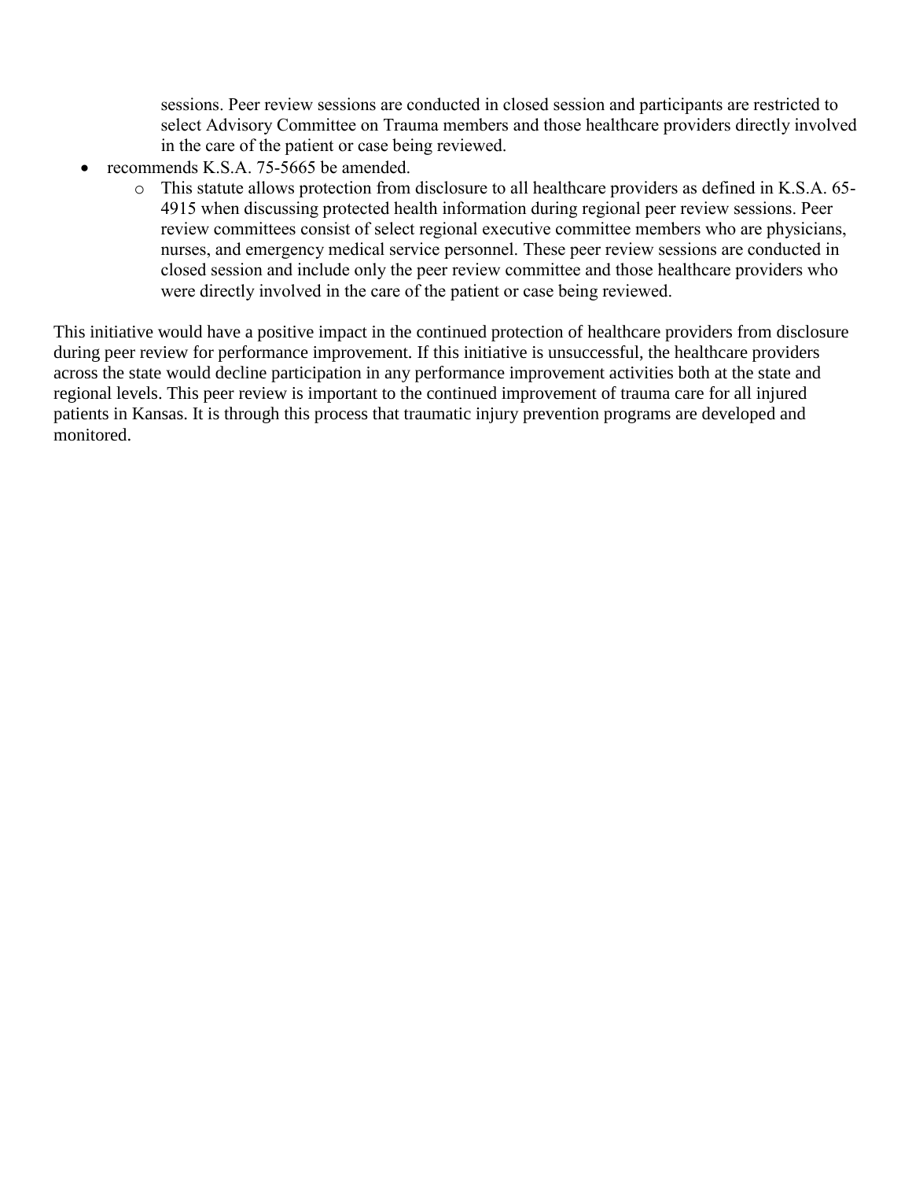sessions. Peer review sessions are conducted in closed session and participants are restricted to select Advisory Committee on Trauma members and those healthcare providers directly involved in the care of the patient or case being reviewed.

- recommends K.S.A. 75-5665 be amended.
  - This statute allows protection from disclosure to all healthcare providers as defined in K.S.A. 65-4915 when discussing protected health information during regional peer review sessions. Peer review committees consist of select regional executive committee members who are physicians, nurses, and emergency medical service personnel. These peer review sessions are conducted in closed session and include only the peer review committee and those healthcare providers who were directly involved in the care of the patient or case being reviewed.

This initiative would have a positive impact in the continued protection of healthcare providers from disclosure during peer review for performance improvement. If this initiative is unsuccessful, the healthcare providers across the state would decline participation in any performance improvement activities both at the state and regional levels. This peer review is important to the continued improvement of trauma care for all injured patients in Kansas. It is through this process that traumatic injury prevention programs are developed and monitored.